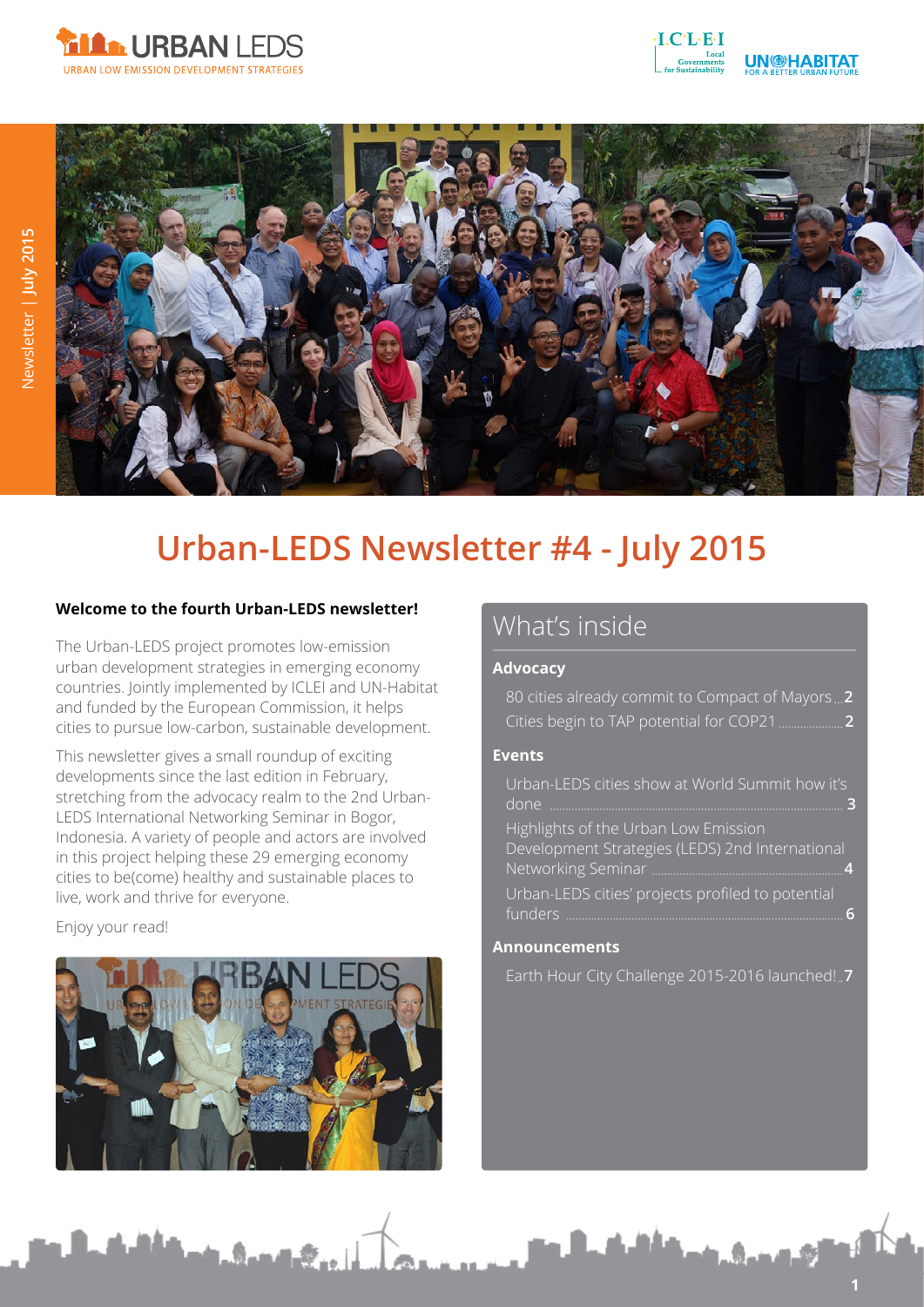# Urban-LEDS Newsletter #4 - July 2015

**Welcome to the fourth Urban-LEDS newsletter!**

The Urban-LEDS project promotes low-emission urban development strategies in emerging economy countries. Jointly implemented by ICLEI and UN-Habitat and funded by the European Commission, it helps cities to pursue low-carbon, sustainable development.

This newsletter gives a small roundup of exciting developments since the last edition in February, stretching from the advocacy realm to the 2nd Urban-LEDS International Networking Seminar in Bogor, Indonesia. A variety of people and actors are involved in this project helping these 29 emerging economy cities to be(come) healthy and sustainable places to live, work and thrive for everyone.

Enjoy your read!

## What's inside

**Advocacy**

- 80 cities already commit to Compact of Mayors ... 2
- Cities begin to TAP potential for COP21 ... 2

**Events**

- Urban-LEDS cities show at World Summit how it's done ... 3
- Highlights of the Urban Low Emission Development Strategies (LEDS) 2nd International Networking Seminar ... 4
- Urban-LEDS cities' projects profiled to potential funders ... 6

**Announcements**

- Earth Hour City Challenge 2015-2016 launched! ... 7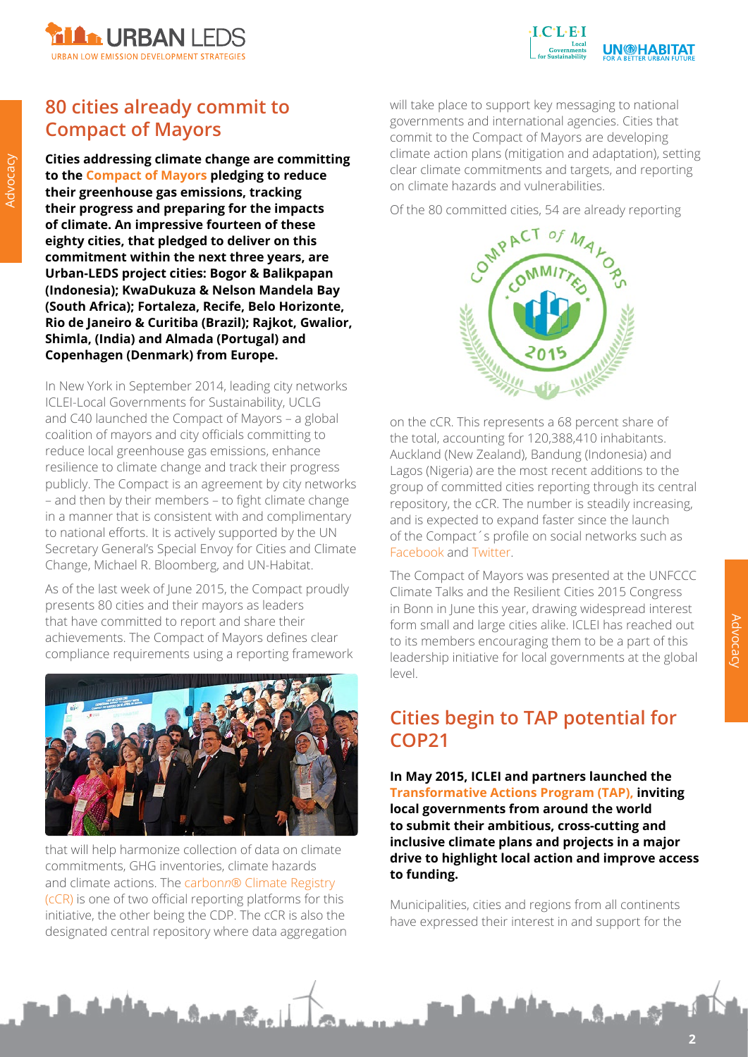## 80 cities already commit to Compact of Mayors

**Cities addressing climate change are committing to the Compact of Mayors pledging to reduce their greenhouse gas emissions, tracking their progress and preparing for the impacts of climate. An impressive fourteen of these eighty cities, that pledged to deliver on this commitment within the next three years, are Urban-LEDS project cities: Bogor & Balikpapan (Indonesia); KwaDukuza & Nelson Mandela Bay (South Africa); Fortaleza, Recife, Belo Horizonte, Rio de Janeiro & Curitiba (Brazil); Rajkot, Gwalior, Shimla, (India) and Almada (Portugal) and Copenhagen (Denmark) from Europe.**

In New York in September 2014, leading city networks ICLEI-Local Governments for Sustainability, UCLG and C40 launched the Compact of Mayors – a global coalition of mayors and city officials committing to reduce local greenhouse gas emissions, enhance resilience to climate change and track their progress publicly. The Compact is an agreement by city networks – and then by their members – to fight climate change in a manner that is consistent with and complimentary to national efforts. It is actively supported by the UN Secretary General's Special Envoy for Cities and Climate Change, Michael R. Bloomberg, and UN-Habitat.

As of the last week of June 2015, the Compact proudly presents 80 cities and their mayors as leaders that have committed to report and share their achievements. The Compact of Mayors defines clear compliance requirements using a reporting framework that will help harmonize collection of data on climate commitments, GHG inventories, climate hazards and climate actions. The carbon*n*® Climate Registry (cCR) is one of two official reporting platforms for this initiative, the other being the CDP. The cCR is also the designated central repository where data aggregation will take place to support key messaging to national governments and international agencies. Cities that commit to the Compact of Mayors are developing climate action plans (mitigation and adaptation), setting clear climate commitments and targets, and reporting on climate hazards and vulnerabilities.

Of the 80 committed cities, 54 are already reporting on the cCR. This represents a 68 percent share of the total, accounting for 120,388,410 inhabitants. Auckland (New Zealand), Bandung (Indonesia) and Lagos (Nigeria) are the most recent additions to the group of committed cities reporting through its central repository, the cCR. The number is steadily increasing, and is expected to expand faster since the launch of the Compact´s profile on social networks such as Facebook and Twitter.

The Compact of Mayors was presented at the UNFCCC Climate Talks and the Resilient Cities 2015 Congress in Bonn in June this year, drawing widespread interest form small and large cities alike. ICLEI has reached out to its members encouraging them to be a part of this leadership initiative for local governments at the global level.

## Cities begin to TAP potential for COP21

**In May 2015, ICLEI and partners launched the Transformative Actions Program (TAP), inviting local governments from around the world to submit their ambitious, cross-cutting and inclusive climate plans and projects in a major drive to highlight local action and improve access to funding.**

Municipalities, cities and regions from all continents have expressed their interest in and support for the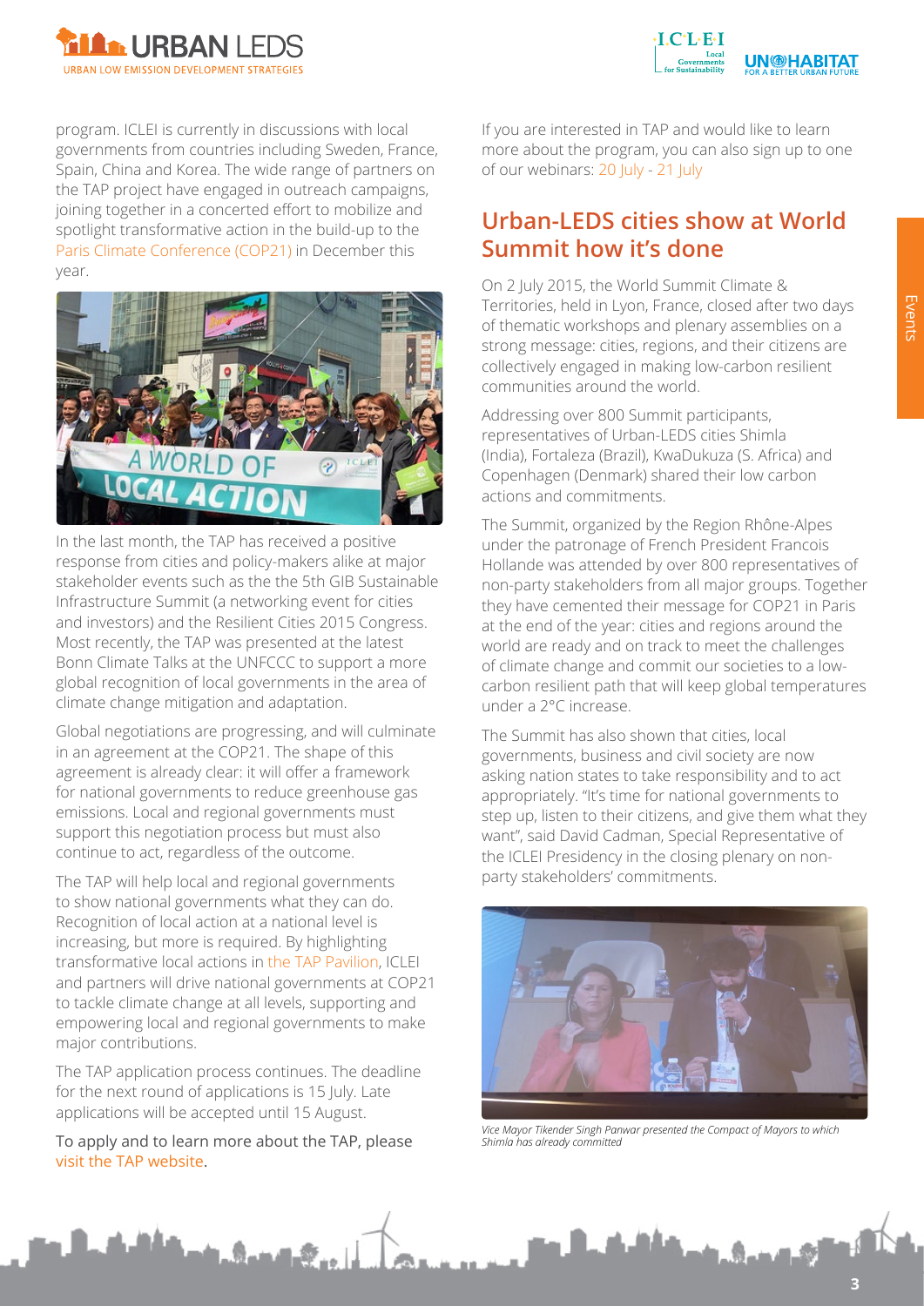program. ICLEI is currently in discussions with local governments from countries including Sweden, France, Spain, China and Korea. The wide range of partners on the TAP project have engaged in outreach campaigns, joining together in a concerted effort to mobilize and spotlight transformative action in the build-up to the Paris Climate Conference (COP21) in December this year.

In the last month, the TAP has received a positive response from cities and policy-makers alike at major stakeholder events such as the the 5th GIB Sustainable Infrastructure Summit (a networking event for cities and investors) and the Resilient Cities 2015 Congress. Most recently, the TAP was presented at the latest Bonn Climate Talks at the UNFCCC to support a more global recognition of local governments in the area of climate change mitigation and adaptation.

Global negotiations are progressing, and will culminate in an agreement at the COP21. The shape of this agreement is already clear: it will offer a framework for national governments to reduce greenhouse gas emissions. Local and regional governments must support this negotiation process but must also continue to act, regardless of the outcome.

The TAP will help local and regional governments to show national governments what they can do. Recognition of local action at a national level is increasing, but more is required. By highlighting transformative local actions in the TAP Pavilion, ICLEI and partners will drive national governments at COP21 to tackle climate change at all levels, supporting and empowering local and regional governments to make major contributions.

The TAP application process continues. The deadline for the next round of applications is 15 July. Late applications will be accepted until 15 August.

To apply and to learn more about the TAP, please visit the TAP website.

If you are interested in TAP and would like to learn more about the program, you can also sign up to one of our webinars: 20 July - 21 July

## Urban-LEDS cities show at World Summit how it's done

On 2 July 2015, the World Summit Climate & Territories, held in Lyon, France, closed after two days of thematic workshops and plenary assemblies on a strong message: cities, regions, and their citizens are collectively engaged in making low-carbon resilient communities around the world.

Addressing over 800 Summit participants, representatives of Urban-LEDS cities Shimla (India), Fortaleza (Brazil), KwaDukuza (S. Africa) and Copenhagen (Denmark) shared their low carbon actions and commitments.

The Summit, organized by the Region Rhône-Alpes under the patronage of French President Francois Hollande was attended by over 800 representatives of non-party stakeholders from all major groups. Together they have cemented their message for COP21 in Paris at the end of the year: cities and regions around the world are ready and on track to meet the challenges of climate change and commit our societies to a low-carbon resilient path that will keep global temperatures under a 2°C increase.

The Summit has also shown that cities, local governments, business and civil society are now asking nation states to take responsibility and to act appropriately. "It's time for national governments to step up, listen to their citizens, and give them what they want", said David Cadman, Special Representative of the ICLEI Presidency in the closing plenary on non-party stakeholders' commitments.

*Vice Mayor Tikender Singh Panwar presented the Compact of Mayors to which Shimla has already committed*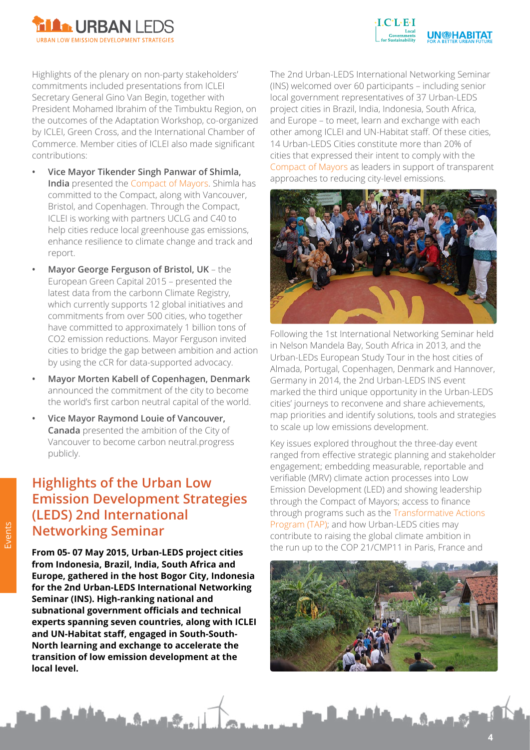Highlights of the plenary on non-party stakeholders' commitments included presentations from ICLEI Secretary General Gino Van Begin, together with President Mohamed Ibrahim of the Timbuktu Region, on the outcomes of the Adaptation Workshop, co-organized by ICLEI, Green Cross, and the International Chamber of Commerce. Member cities of ICLEI also made significant contributions:

- **Vice Mayor Tikender Singh Panwar of Shimla, India** presented the Compact of Mayors. Shimla has committed to the Compact, along with Vancouver, Bristol, and Copenhagen. Through the Compact, ICLEI is working with partners UCLG and C40 to help cities reduce local greenhouse gas emissions, enhance resilience to climate change and track and report.
- **Mayor George Ferguson of Bristol, UK** – the European Green Capital 2015 – presented the latest data from the carbonn Climate Registry, which currently supports 12 global initiatives and commitments from over 500 cities, who together have committed to approximately 1 billion tons of $CO_2$ emission reductions. Mayor Ferguson invited cities to bridge the gap between ambition and action by using the cCR for data-supported advocacy.
- **Mayor Morten Kabell of Copenhagen, Denmark** announced the commitment of the city to become the world's first carbon neutral capital of the world.
- **Vice Mayor Raymond Louie of Vancouver, Canada** presented the ambition of the City of Vancouver to become carbon neutral.progress publicly.

## Highlights of the Urban Low Emission Development Strategies (LEDS) 2nd International Networking Seminar

**From 05- 07 May 2015, Urban-LEDS project cities from Indonesia, Brazil, India, South Africa and Europe, gathered in the host Bogor City, Indonesia for the 2nd Urban-LEDS International Networking Seminar (INS). High-ranking national and subnational government officials and technical experts spanning seven countries, along with ICLEI and UN-Habitat staff, engaged in South-South-North learning and exchange to accelerate the transition of low emission development at the local level.**

The 2nd Urban-LEDS International Networking Seminar (INS) welcomed over 60 participants – including senior local government representatives of 37 Urban-LEDS project cities in Brazil, India, Indonesia, South Africa, and Europe – to meet, learn and exchange with each other among ICLEI and UN-Habitat staff. Of these cities, 14 Urban-LEDS Cities constitute more than 20% of cities that expressed their intent to comply with the Compact of Mayors as leaders in support of transparent approaches to reducing city-level emissions.

Following the 1st International Networking Seminar held in Nelson Mandela Bay, South Africa in 2013, and the Urban-LEDs European Study Tour in the host cities of Almada, Portugal, Copenhagen, Denmark and Hannover, Germany in 2014, the 2nd Urban-LEDS INS event marked the third unique opportunity in the Urban-LEDS cities' journeys to reconvene and share achievements, map priorities and identify solutions, tools and strategies to scale up low emissions development.

Key issues explored throughout the three-day event ranged from effective strategic planning and stakeholder engagement; embedding measurable, reportable and verifiable (MRV) climate action processes into Low Emission Development (LED) and showing leadership through the Compact of Mayors; access to finance through programs such as the Transformative Actions Program (TAP); and how Urban-LEDS cities may contribute to raising the global climate ambition in the run up to the COP 21/CMP11 in Paris, France and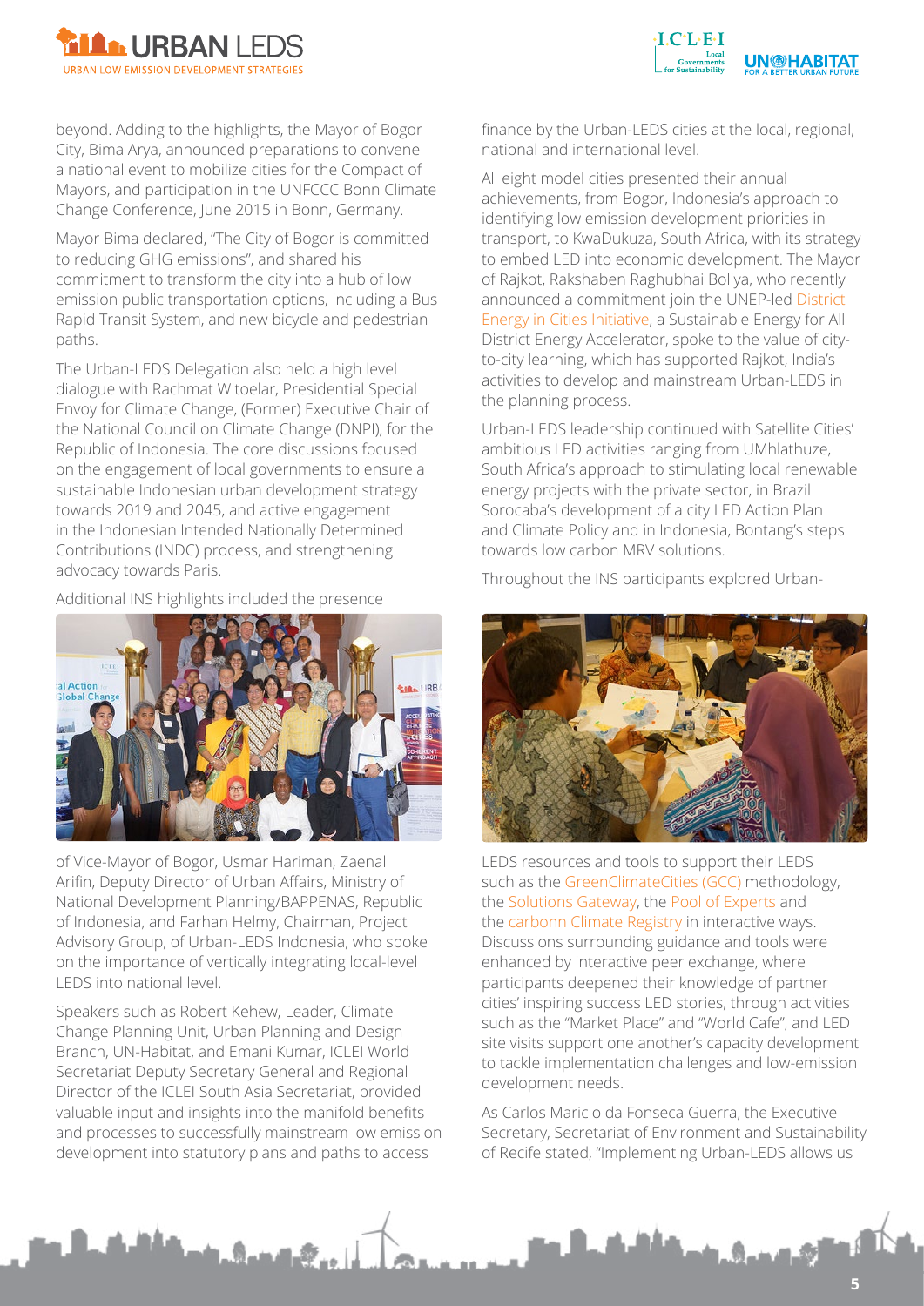beyond. Adding to the highlights, the Mayor of Bogor City, Bima Arya, announced preparations to convene a national event to mobilize cities for the Compact of Mayors, and participation in the UNFCCC Bonn Climate Change Conference, June 2015 in Bonn, Germany.

Mayor Bima declared, "The City of Bogor is committed to reducing GHG emissions", and shared his commitment to transform the city into a hub of low emission public transportation options, including a Bus Rapid Transit System, and new bicycle and pedestrian paths.

The Urban-LEDS Delegation also held a high level dialogue with Rachmat Witoelar, Presidential Special Envoy for Climate Change, (Former) Executive Chair of the National Council on Climate Change (DNPI), for the Republic of Indonesia. The core discussions focused on the engagement of local governments to ensure a sustainable Indonesian urban development strategy towards 2019 and 2045, and active engagement in the Indonesian Intended Nationally Determined Contributions (INDC) process, and strengthening advocacy towards Paris.

Additional INS highlights included the presence of Vice-Mayor of Bogor, Usmar Hariman, Zaenal Arifin, Deputy Director of Urban Affairs, Ministry of National Development Planning/BAPPENAS, Republic of Indonesia, and Farhan Helmy, Chairman, Project Advisory Group, of Urban-LEDS Indonesia, who spoke on the importance of vertically integrating local-level LEDS into national level.

Speakers such as Robert Kehew, Leader, Climate Change Planning Unit, Urban Planning and Design Branch, UN-Habitat, and Emani Kumar, ICLEI World Secretariat Deputy Secretary General and Regional Director of the ICLEI South Asia Secretariat, provided valuable input and insights into the manifold benefits and processes to successfully mainstream low emission development into statutory plans and paths to access finance by the Urban-LEDS cities at the local, regional, national and international level.

All eight model cities presented their annual achievements, from Bogor, Indonesia's approach to identifying low emission development priorities in transport, to KwaDukuza, South Africa, with its strategy to embed LED into economic development. The Mayor of Rajkot, Rakshaben Raghubhai Boliya, who recently announced a commitment join the UNEP-led District Energy in Cities Initiative, a Sustainable Energy for All District Energy Accelerator, spoke to the value of city-to-city learning, which has supported Rajkot, India's activities to develop and mainstream Urban-LEDS in the planning process.

Urban-LEDS leadership continued with Satellite Cities' ambitious LED activities ranging from UMhlathuze, South Africa's approach to stimulating local renewable energy projects with the private sector, in Brazil Sorocaba's development of a city LED Action Plan and Climate Policy and in Indonesia, Bontang's steps towards low carbon MRV solutions.

Throughout the INS participants explored Urban-LEDS resources and tools to support their LEDS such as the GreenClimateCities (GCC) methodology, the Solutions Gateway, the Pool of Experts and the carbonn Climate Registry in interactive ways. Discussions surrounding guidance and tools were enhanced by interactive peer exchange, where participants deepened their knowledge of partner cities' inspiring success LED stories, through activities such as the "Market Place" and "World Cafe", and LED site visits support one another's capacity development to tackle implementation challenges and low-emission development needs.

As Carlos Maricio da Fonseca Guerra, the Executive Secretary, Secretariat of Environment and Sustainability of Recife stated, "Implementing Urban-LEDS allows us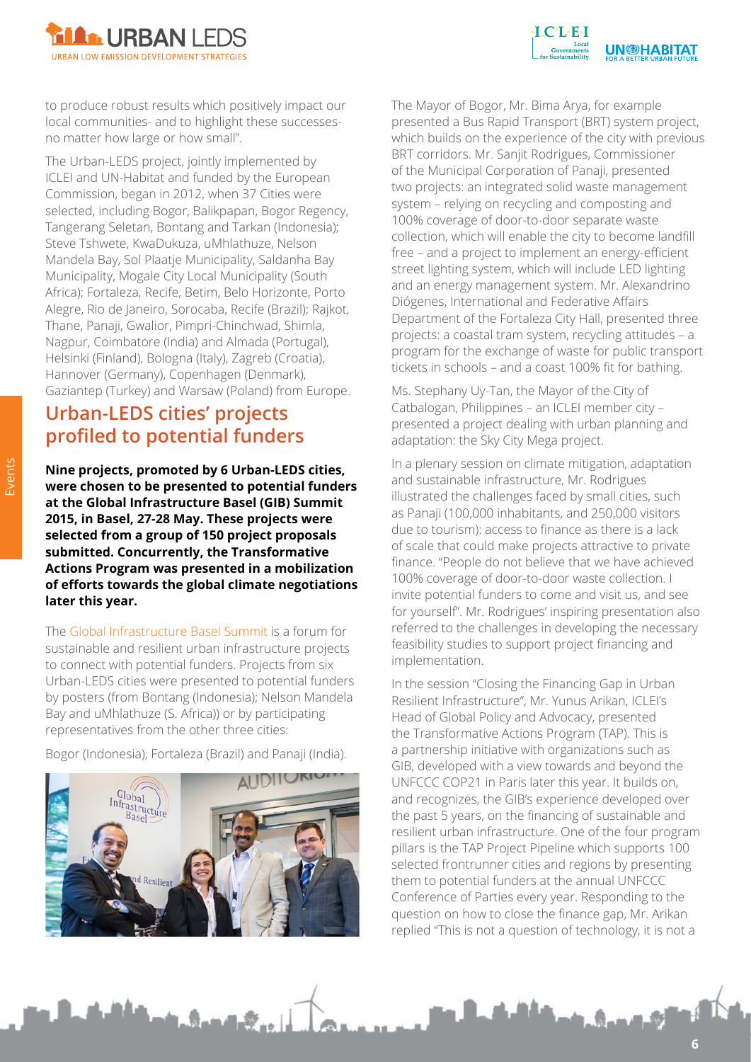to produce robust results which positively impact our local communities- and to highlight these successes- no matter how large or how small".

The Urban-LEDS project, jointly implemented by ICLEI and UN-Habitat and funded by the European Commission, began in 2012, when 37 Cities were selected, including Bogor, Balikpapan, Bogor Regency, Tangerang Seletan, Bontang and Tarkan (Indonesia); Steve Tshwete, KwaDukuza, uMhlathuze, Nelson Mandela Bay, Sol Plaatje Municipality, Saldanha Bay Municipality, Mogale City Local Municipality (South Africa); Fortaleza, Recife, Betim, Belo Horizonte, Porto Alegre, Rio de Janeiro, Sorocaba, Recife (Brazil); Rajkot, Thane, Panaji, Gwalior, Pimpri-Chinchwad, Shimla, Nagpur, Coimbatore (India) and Almada (Portugal), Helsinki (Finland), Bologna (Italy), Zagreb (Croatia), Hannover (Germany), Copenhagen (Denmark), Gaziantep (Turkey) and Warsaw (Poland) from Europe.

## Urban-LEDS cities' projects profiled to potential funders

**Nine projects, promoted by 6 Urban-LEDS cities, were chosen to be presented to potential funders at the Global Infrastructure Basel (GIB) Summit 2015, in Basel, 27-28 May. These projects were selected from a group of 150 project proposals submitted. Concurrently, the Transformative Actions Program was presented in a mobilization of efforts towards the global climate negotiations later this year.**

The Global Infrastructure Basel Summit is a forum for sustainable and resilient urban infrastructure projects to connect with potential funders. Projects from six Urban-LEDS cities were presented to potential funders by posters (from Bontang (Indonesia); Nelson Mandela Bay and uMhlathuze (S. Africa)) or by participating representatives from the other three cities:

Bogor (Indonesia), Fortaleza (Brazil) and Panaji (India).

The Mayor of Bogor, Mr. Bima Arya, for example presented a Bus Rapid Transport (BRT) system project, which builds on the experience of the city with previous BRT corridors. Mr. Sanjit Rodrigues, Commissioner of the Municipal Corporation of Panaji, presented two projects: an integrated solid waste management system – relying on recycling and composting and 100% coverage of door-to-door separate waste collection, which will enable the city to become landfill free – and a project to implement an energy-efficient street lighting system, which will include LED lighting and an energy management system. Mr. Alexandrino Diógenes, International and Federative Affairs Department of the Fortaleza City Hall, presented three projects: a coastal tram system, recycling attitudes – a program for the exchange of waste for public transport tickets in schools – and a coast 100% fit for bathing.

Ms. Stephany Uy-Tan, the Mayor of the City of Catbalogan, Philippines – an ICLEI member city – presented a project dealing with urban planning and adaptation: the Sky City Mega project.

In a plenary session on climate mitigation, adaptation and sustainable infrastructure, Mr. Rodrigues illustrated the challenges faced by small cities, such as Panaji (100,000 inhabitants, and 250,000 visitors due to tourism): access to finance as there is a lack of scale that could make projects attractive to private finance. "People do not believe that we have achieved 100% coverage of door-to-door waste collection. I invite potential funders to come and visit us, and see for yourself". Mr. Rodrigues' inspiring presentation also referred to the challenges in developing the necessary feasibility studies to support project financing and implementation.

In the session "Closing the Financing Gap in Urban Resilient Infrastructure", Mr. Yunus Arikan, ICLEI's Head of Global Policy and Advocacy, presented the Transformative Actions Program (TAP). This is a partnership initiative with organizations such as GIB, developed with a view towards and beyond the UNFCCC COP21 in Paris later this year. It builds on, and recognizes, the GIB's experience developed over the past 5 years, on the financing of sustainable and resilient urban infrastructure. One of the four program pillars is the TAP Project Pipeline which supports 100 selected frontrunner cities and regions by presenting them to potential funders at the annual UNFCCC Conference of Parties every year. Responding to the question on how to close the finance gap, Mr. Arikan replied "This is not a question of technology, it is not a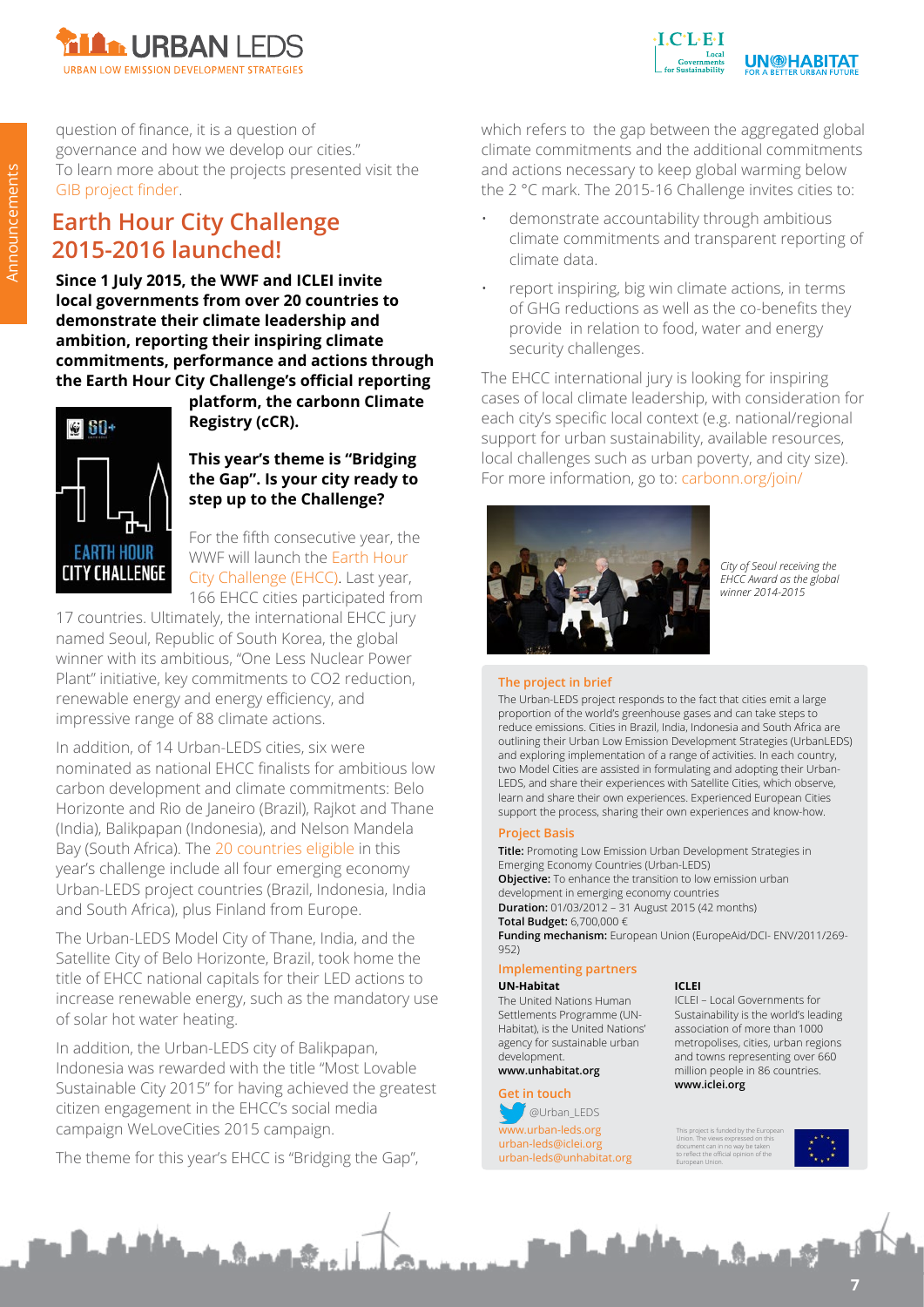question of finance, it is a question of governance and how we develop our cities." To learn more about the projects presented visit the GIB project finder.

## Earth Hour City Challenge 2015-2016 launched!

**Since 1 July 2015, the WWF and ICLEI invite local governments from over 20 countries to demonstrate their climate leadership and ambition, reporting their inspiring climate commitments, performance and actions through the Earth Hour City Challenge's official reporting platform, the carbonn Climate Registry (cCR).**

**This year's theme is "Bridging the Gap". Is your city ready to step up to the Challenge?**

For the fifth consecutive year, the WWF will launch the Earth Hour City Challenge (EHCC). Last year, 166 EHCC cities participated from 17 countries. Ultimately, the international EHCC jury named Seoul, Republic of South Korea, the global winner with its ambitious, "One Less Nuclear Power Plant" initiative, key commitments to CO2 reduction, renewable energy and energy efficiency, and impressive range of 88 climate actions.

In addition, of 14 Urban-LEDS cities, six were nominated as national EHCC finalists for ambitious low carbon development and climate commitments: Belo Horizonte and Rio de Janeiro (Brazil), Rajkot and Thane (India), Balikpapan (Indonesia), and Nelson Mandela Bay (South Africa). The 20 countries eligible in this year's challenge include all four emerging economy Urban-LEDS project countries (Brazil, Indonesia, India and South Africa), plus Finland from Europe.

The Urban-LEDS Model City of Thane, India, and the Satellite City of Belo Horizonte, Brazil, took home the title of EHCC national capitals for their LED actions to increase renewable energy, such as the mandatory use of solar hot water heating.

In addition, the Urban-LEDS city of Balikpapan, Indonesia was rewarded with the title "Most Lovable Sustainable City 2015" for having achieved the greatest citizen engagement in the EHCC's social media campaign WeLoveCities 2015 campaign.

The theme for this year's EHCC is "Bridging the Gap", which refers to the gap between the aggregated global climate commitments and the additional commitments and actions necessary to keep global warming below the 2 °C mark. The 2015-16 Challenge invites cities to:

- demonstrate accountability through ambitious climate commitments and transparent reporting of climate data.
- report inspiring, big win climate actions, in terms of GHG reductions as well as the co-benefits they provide in relation to food, water and energy security challenges.

The EHCC international jury is looking for inspiring cases of local climate leadership, with consideration for each city's specific local context (e.g. national/regional support for urban sustainability, available resources, local challenges such as urban poverty, and city size). For more information, go to: carbonn.org/join/

*City of Seoul receiving the EHCC Award as the global winner 2014-2015*

### The project in brief

The Urban-LEDS project responds to the fact that cities emit a large proportion of the world's greenhouse gases and can take steps to reduce emissions. Cities in Brazil, India, Indonesia and South Africa are outlining their Urban Low Emission Development Strategies (UrbanLEDS) and exploring implementation of a range of activities. In each country, two Model Cities are assisted in formulating and adopting their Urban-LEDS, and share their experiences with Satellite Cities, which observe, learn and share their own experiences. Experienced European Cities support the process, sharing their own experiences and know-how.

### Project Basis

**Title:** Promoting Low Emission Urban Development Strategies in Emerging Economy Countries (Urban-LEDS)
**Objective:** To enhance the transition to low emission urban development in emerging economy countries
**Duration:** 01/03/2012 – 31 August 2015 (42 months)
**Total Budget:** 6,700,000 €
**Funding mechanism:** European Union (EuropeAid/DCI- ENV/2011/269-952)

### Implementing partners

**UN-Habitat**
The United Nations Human Settlements Programme (UN-Habitat), is the United Nations' agency for sustainable urban development.
**www.unhabitat.org**

**ICLEI**
ICLEI – Local Governments for Sustainability is the world's leading association of more than 1000 metropolises, cities, urban regions and towns representing over 660 million people in 86 countries.
**www.iclei.org**

### Get in touch

@Urban_LEDS
www.urban-leds.org
urban-leds@iclei.org
urban-leds@unhabitat.org

This project is funded by the European Union. The views expressed on this document can in no way be taken to reflect the official opinion of the European Union.